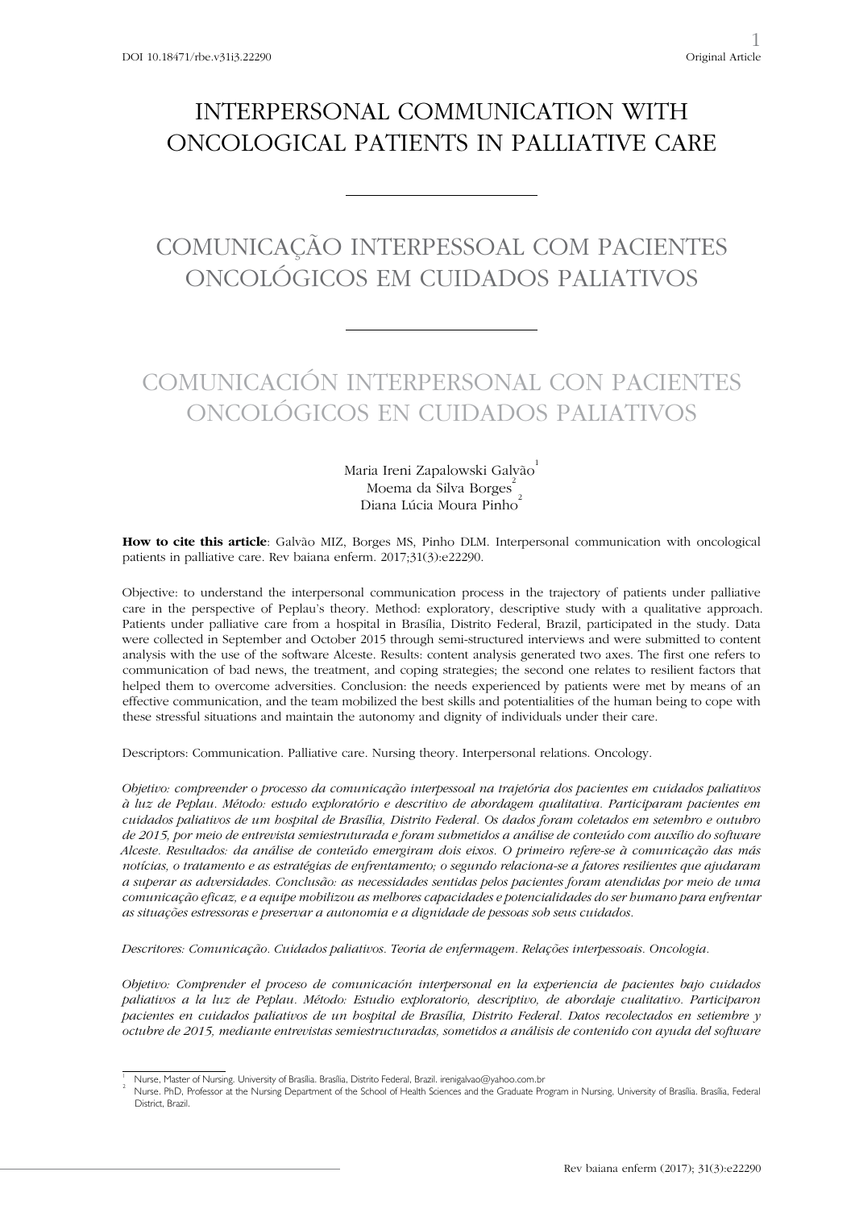DOI 10.18471/rbe.v31i3.22290

Original Article

# INTERPERSONAL COMMUNICATION WITH ONCOLOGICAL PATIENTS IN PALLIATIVE CARE

# COMUNICAÇÃO INTERPESSOAL COM PACIENTES ONCOLÓGICOS EM CUIDADOS PALIATIVOS

# COMUNICACIÓN INTERPERSONAL CON PACIENTES ONCOLÓGICOS EN CUIDADOS PALIATIVOS

Maria Ireni Zapalowski Galvão[1]
Moema da Silva Borges[2]
Diana Lúcia Moura Pinho[2]

**How to cite this article**: Galvão MIZ, Borges MS, Pinho DLM. Interpersonal communication with oncological patients in palliative care. Rev baiana enferm. 2017;31(3):e22290.

Objective: to understand the interpersonal communication process in the trajectory of patients under palliative care in the perspective of Peplau's theory. Method: exploratory, descriptive study with a qualitative approach. Patients under palliative care from a hospital in Brasília, Distrito Federal, Brazil, participated in the study. Data were collected in September and October 2015 through semi-structured interviews and were submitted to content analysis with the use of the software Alceste. Results: content analysis generated two axes. The first one refers to communication of bad news, the treatment, and coping strategies; the second one relates to resilient factors that helped them to overcome adversities. Conclusion: the needs experienced by patients were met by means of an effective communication, and the team mobilized the best skills and potentialities of the human being to cope with these stressful situations and maintain the autonomy and dignity of individuals under their care.

Descriptors: Communication. Palliative care. Nursing theory. Interpersonal relations. Oncology.

*Objetivo: compreender o processo da comunicação interpessoal na trajetória dos pacientes em cuidados paliativos à luz de Peplau. Método: estudo exploratório e descritivo de abordagem qualitativa. Participaram pacientes em cuidados paliativos de um hospital de Brasília, Distrito Federal. Os dados foram coletados em setembro e outubro de 2015, por meio de entrevista semiestruturada e foram submetidos a análise de conteúdo com auxílio do software Alceste. Resultados: da análise de conteúdo emergiram dois eixos. O primeiro refere-se à comunicação das más notícias, o tratamento e as estratégias de enfrentamento; o segundo relaciona-se a fatores resilientes que ajudaram a superar as adversidades. Conclusão: as necessidades sentidas pelos pacientes foram atendidas por meio de uma comunicação eficaz, e a equipe mobilizou as melhores capacidades e potencialidades do ser humano para enfrentar as situações estressoras e preservar a autonomia e a dignidade de pessoas sob seus cuidados.*

*Descritores: Comunicação. Cuidados paliativos. Teoria de enfermagem. Relações interpessoais. Oncologia.*

*Objetivo: Comprender el proceso de comunicación interpersonal en la experiencia de pacientes bajo cuidados paliativos a la luz de Peplau. Método: Estudio exploratorio, descriptivo, de abordaje cualitativo. Participaron pacientes en cuidados paliativos de un hospital de Brasília, Distrito Federal. Datos recolectados en setiembre y octubre de 2015, mediante entrevistas semiestructuradas, sometidos a análisis de contenido con ayuda del software*

[1] Nurse, Master of Nursing. University of Brasília. Brasília, Distrito Federal, Brazil. irenigalvao@yahoo.com.br

[2] Nurse. PhD, Professor at the Nursing Department of the School of Health Sciences and the Graduate Program in Nursing, University of Brasília. Brasília, Federal District, Brazil.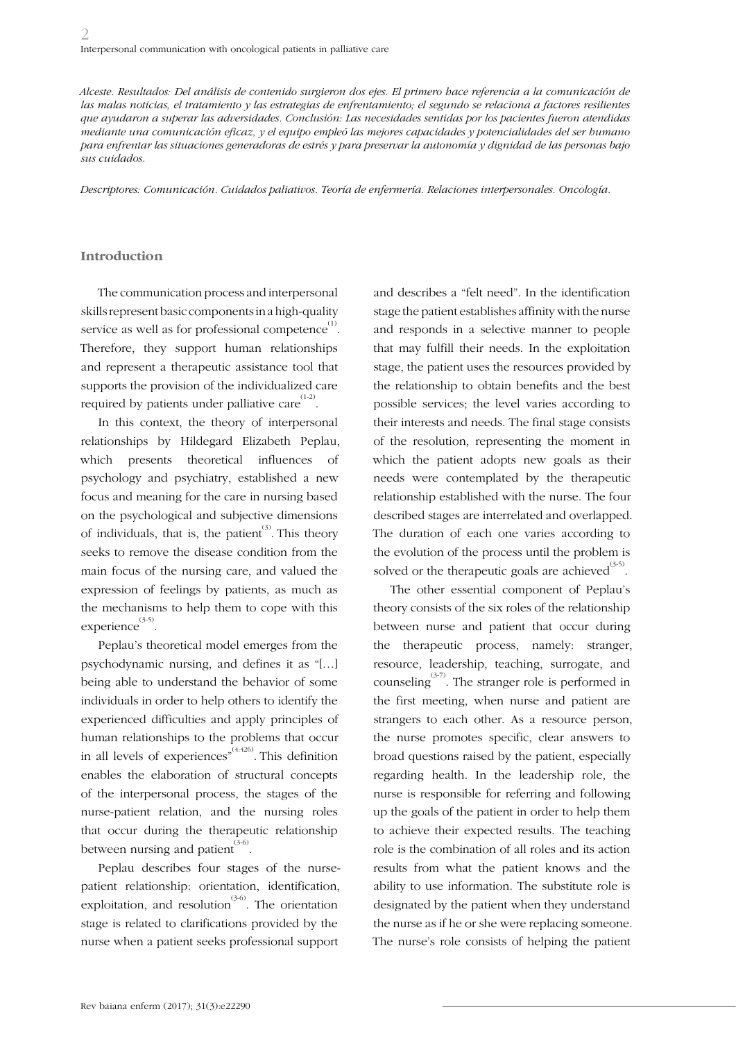*Alceste. Resultados: Del análisis de contenido surgieron dos ejes. El primero hace referencia a la comunicación de las malas noticias, el tratamiento y las estrategias de enfrentamiento; el segundo se relaciona a factores resilientes que ayudaron a superar las adversidades. Conclusión: Las necesidades sentidas por los pacientes fueron atendidas mediante una comunicación eficaz, y el equipo empleó las mejores capacidades y potencialidades del ser humano para enfrentar las situaciones generadoras de estrés y para preservar la autonomía y dignidad de las personas bajo sus cuidados.*

*Descriptores: Comunicación. Cuidados paliativos. Teoría de enfermería. Relaciones interpersonales. Oncología.*

## Introduction

The communication process and interpersonal skills represent basic components in a high-quality service as well as for professional competence[1]. Therefore, they support human relationships and represent a therapeutic assistance tool that supports the provision of the individualized care required by patients under palliative care[1-2].

In this context, the theory of interpersonal relationships by Hildegard Elizabeth Peplau, which presents theoretical influences of psychology and psychiatry, established a new focus and meaning for the care in nursing based on the psychological and subjective dimensions of individuals, that is, the patient[3]. This theory seeks to remove the disease condition from the main focus of the nursing care, and valued the expression of feelings by patients, as much as the mechanisms to help them to cope with this experience[3-5].

Peplau's theoretical model emerges from the psychodynamic nursing, and defines it as "[...] being able to understand the behavior of some individuals in order to help others to identify the experienced difficulties and apply principles of human relationships to the problems that occur in all levels of experiences"[4:426]. This definition enables the elaboration of structural concepts of the interpersonal process, the stages of the nurse-patient relation, and the nursing roles that occur during the therapeutic relationship between nursing and patient[3-6].

Peplau describes four stages of the nurse-patient relationship: orientation, identification, exploitation, and resolution[3-6]. The orientation stage is related to clarifications provided by the nurse when a patient seeks professional support and describes a "felt need". In the identification stage the patient establishes affinity with the nurse and responds in a selective manner to people that may fulfill their needs. In the exploitation stage, the patient uses the resources provided by the relationship to obtain benefits and the best possible services; the level varies according to their interests and needs. The final stage consists of the resolution, representing the moment in which the patient adopts new goals as their needs were contemplated by the therapeutic relationship established with the nurse. The four described stages are interrelated and overlapped. The duration of each one varies according to the evolution of the process until the problem is solved or the therapeutic goals are achieved[3-5].

The other essential component of Peplau's theory consists of the six roles of the relationship between nurse and patient that occur during the therapeutic process, namely: stranger, resource, leadership, teaching, surrogate, and counseling[3-7]. The stranger role is performed in the first meeting, when nurse and patient are strangers to each other. As a resource person, the nurse promotes specific, clear answers to broad questions raised by the patient, especially regarding health. In the leadership role, the nurse is responsible for referring and following up the goals of the patient in order to help them to achieve their expected results. The teaching role is the combination of all roles and its action results from what the patient knows and the ability to use information. The substitute role is designated by the patient when they understand the nurse as if he or she were replacing someone. The nurse's role consists of helping the patient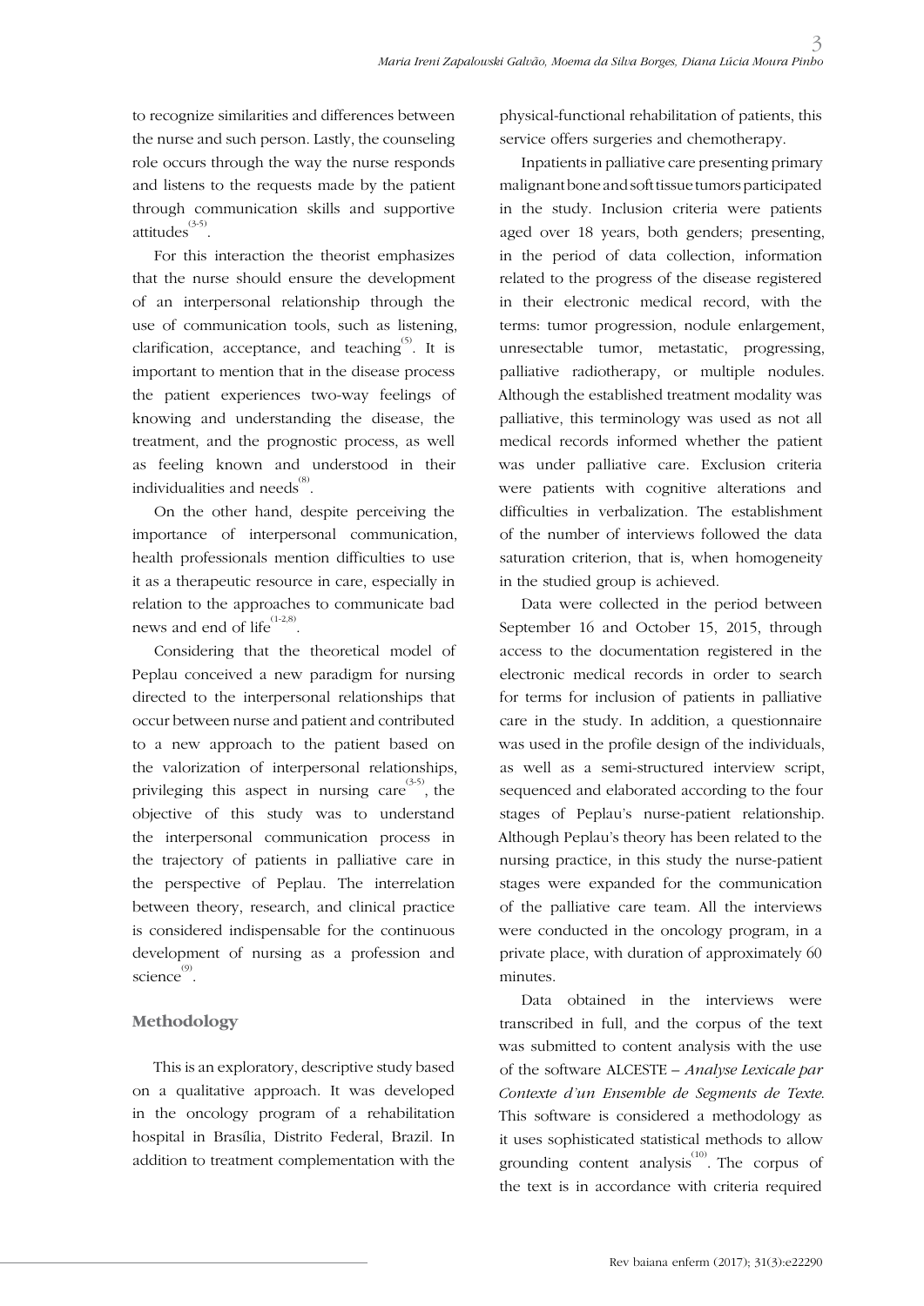to recognize similarities and differences between the nurse and such person. Lastly, the counseling role occurs through the way the nurse responds and listens to the requests made by the patient through communication skills and supportive attitudes[3-5].

For this interaction the theorist emphasizes that the nurse should ensure the development of an interpersonal relationship through the use of communication tools, such as listening, clarification, acceptance, and teaching[5]. It is important to mention that in the disease process the patient experiences two-way feelings of knowing and understanding the disease, the treatment, and the prognostic process, as well as feeling known and understood in their individualities and needs[8].

On the other hand, despite perceiving the importance of interpersonal communication, health professionals mention difficulties to use it as a therapeutic resource in care, especially in relation to the approaches to communicate bad news and end of life[1-2,8].

Considering that the theoretical model of Peplau conceived a new paradigm for nursing directed to the interpersonal relationships that occur between nurse and patient and contributed to a new approach to the patient based on the valorization of interpersonal relationships, privileging this aspect in nursing care[3-5], the objective of this study was to understand the interpersonal communication process in the trajectory of patients in palliative care in the perspective of Peplau. The interrelation between theory, research, and clinical practice is considered indispensable for the continuous development of nursing as a profession and science[9].

## Methodology

This is an exploratory, descriptive study based on a qualitative approach. It was developed in the oncology program of a rehabilitation hospital in Brasília, Distrito Federal, Brazil. In addition to treatment complementation with the physical-functional rehabilitation of patients, this service offers surgeries and chemotherapy.

Inpatients in palliative care presenting primary malignant bone and soft tissue tumors participated in the study. Inclusion criteria were patients aged over 18 years, both genders; presenting, in the period of data collection, information related to the progress of the disease registered in their electronic medical record, with the terms: tumor progression, nodule enlargement, unresectable tumor, metastatic, progressing, palliative radiotherapy, or multiple nodules. Although the established treatment modality was palliative, this terminology was used as not all medical records informed whether the patient was under palliative care. Exclusion criteria were patients with cognitive alterations and difficulties in verbalization. The establishment of the number of interviews followed the data saturation criterion, that is, when homogeneity in the studied group is achieved.

Data were collected in the period between September 16 and October 15, 2015, through access to the documentation registered in the electronic medical records in order to search for terms for inclusion of patients in palliative care in the study. In addition, a questionnaire was used in the profile design of the individuals, as well as a semi-structured interview script, sequenced and elaborated according to the four stages of Peplau's nurse-patient relationship. Although Peplau's theory has been related to the nursing practice, in this study the nurse-patient stages were expanded for the communication of the palliative care team. All the interviews were conducted in the oncology program, in a private place, with duration of approximately 60 minutes.

Data obtained in the interviews were transcribed in full, and the corpus of the text was submitted to content analysis with the use of the software ALCESTE – *Analyse Lexicale par Contexte d'un Ensemble de Segments de Texte*. This software is considered a methodology as it uses sophisticated statistical methods to allow grounding content analysis[10]. The corpus of the text is in accordance with criteria required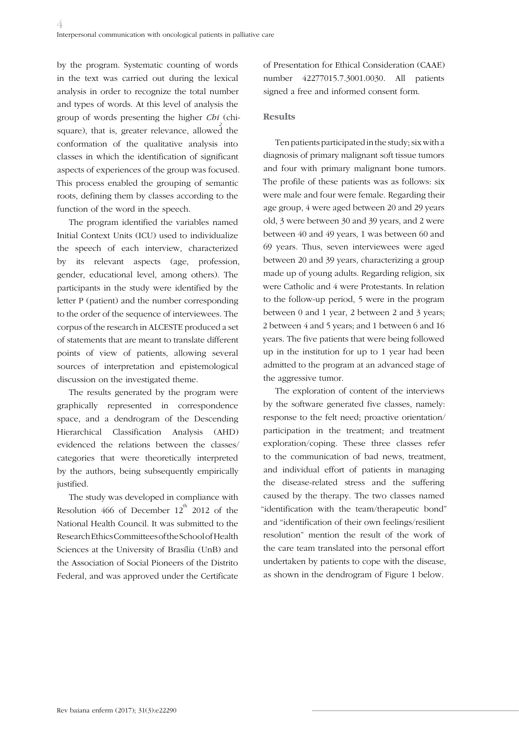by the program. Systematic counting of words in the text was carried out during the lexical analysis in order to recognize the total number and types of words. At this level of analysis the group of words presenting the higher *Chi*$^2$ (chi-square), that is, greater relevance, allowed the conformation of the qualitative analysis into classes in which the identification of significant aspects of experiences of the group was focused. This process enabled the grouping of semantic roots, defining them by classes according to the function of the word in the speech.

The program identified the variables named Initial Context Units (ICU) used to individualize the speech of each interview, characterized by its relevant aspects (age, profession, gender, educational level, among others). The participants in the study were identified by the letter P (patient) and the number corresponding to the order of the sequence of interviewees. The corpus of the research in ALCESTE produced a set of statements that are meant to translate different points of view of patients, allowing several sources of interpretation and epistemological discussion on the investigated theme.

The results generated by the program were graphically represented in correspondence space, and a dendrogram of the Descending Hierarchical Classification Analysis (AHD) evidenced the relations between the classes/categories that were theoretically interpreted by the authors, being subsequently empirically justified.

The study was developed in compliance with Resolution 466 of December 12th 2012 of the National Health Council. It was submitted to the Research Ethics Committees of the School of Health Sciences at the University of Brasília (UnB) and the Association of Social Pioneers of the Distrito Federal, and was approved under the Certificate of Presentation for Ethical Consideration (CAAE) number 42277015.7.3001.0030. All patients signed a free and informed consent form.

## Results

Ten patients participated in the study; six with a diagnosis of primary malignant soft tissue tumors and four with primary malignant bone tumors. The profile of these patients was as follows: six were male and four were female. Regarding their age group, 4 were aged between 20 and 29 years old, 3 were between 30 and 39 years, and 2 were between 40 and 49 years, 1 was between 60 and 69 years. Thus, seven interviewees were aged between 20 and 39 years, characterizing a group made up of young adults. Regarding religion, six were Catholic and 4 were Protestants. In relation to the follow-up period, 5 were in the program between 0 and 1 year, 2 between 2 and 3 years; 2 between 4 and 5 years; and 1 between 6 and 16 years. The five patients that were being followed up in the institution for up to 1 year had been admitted to the program at an advanced stage of the aggressive tumor.

The exploration of content of the interviews by the software generated five classes, namely: response to the felt need; proactive orientation/participation in the treatment; and treatment exploration/coping. These three classes refer to the communication of bad news, treatment, and individual effort of patients in managing the disease-related stress and the suffering caused by the therapy. The two classes named "identification with the team/therapeutic bond" and "identification of their own feelings/resilient resolution" mention the result of the work of the care team translated into the personal effort undertaken by patients to cope with the disease, as shown in the dendrogram of Figure 1 below.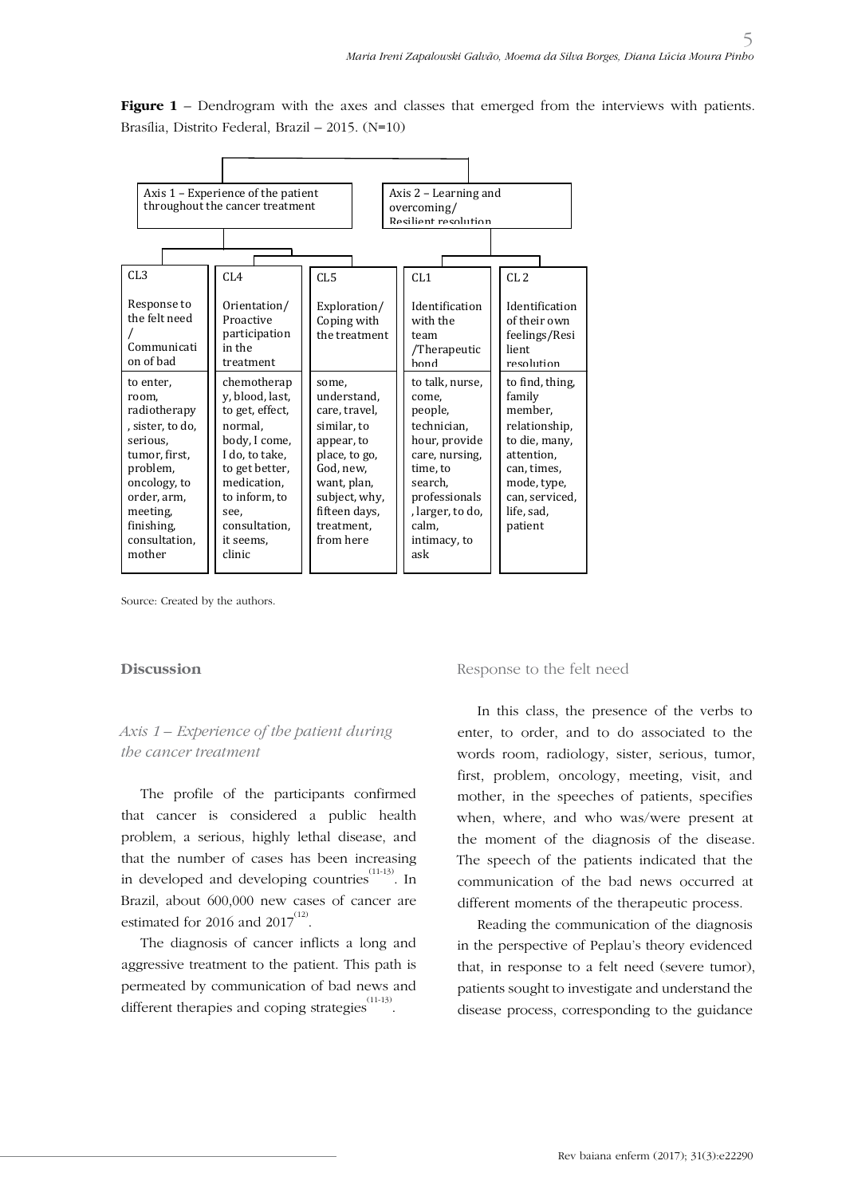**Figure 1** – Dendrogram with the axes and classes that emerged from the interviews with patients. Brasília, Distrito Federal, Brazil – 2015. (N=10)

| Axis 1 – Experience of the patient throughout the cancer treatment | | | Axis 2 – Learning and overcoming/ Resilient resolution | |
|---|---|---|---|---|
| CL3 | CL4 | CL5 | CL1 | CL 2 |
| Response to the felt need / Communication of bad | Orientation/ Proactive participation in the treatment | Exploration/ Coping with the treatment | Identification with the team /Therapeutic bond | Identification of their own feelings/Resilient resolution |
| to enter, room, radiotherapy, sister, to do, serious, tumor, first, problem, oncology, to order, arm, meeting, finishing, consultation, mother | chemotherapy, blood, last, to get, effect, normal, body, I come, I do, to take, to get better, medication, to inform, to see, consultation, it seems, clinic | some, understand, care, travel, similar, to appear, to place, to go, God, new, want, plan, subject, why, fifteen days, treatment, from here | to talk, nurse, come, people, technician, hour, provide care, nursing, time, to search, professionals, larger, to do, calm, intimacy, to ask | to find, thing, family member, relationship, to die, many, attention, can, times, mode, type, can, serviced, life, sad, patient |

Source: Created by the authors.

## Discussion

### *Axis 1 – Experience of the patient during the cancer treatment*

The profile of the participants confirmed that cancer is considered a public health problem, a serious, highly lethal disease, and that the number of cases has been increasing in developed and developing countries[(11-13)]. In Brazil, about 600,000 new cases of cancer are estimated for 2016 and 2017[(12)].

The diagnosis of cancer inflicts a long and aggressive treatment to the patient. This path is permeated by communication of bad news and different therapies and coping strategies[(11-13)].

#### Response to the felt need

In this class, the presence of the verbs to enter, to order, and to do associated to the words room, radiology, sister, serious, tumor, first, problem, oncology, meeting, visit, and mother, in the speeches of patients, specifies when, where, and who was/were present at the moment of the diagnosis of the disease. The speech of the patients indicated that the communication of the bad news occurred at different moments of the therapeutic process.

Reading the communication of the diagnosis in the perspective of Peplau's theory evidenced that, in response to a felt need (severe tumor), patients sought to investigate and understand the disease process, corresponding to the guidance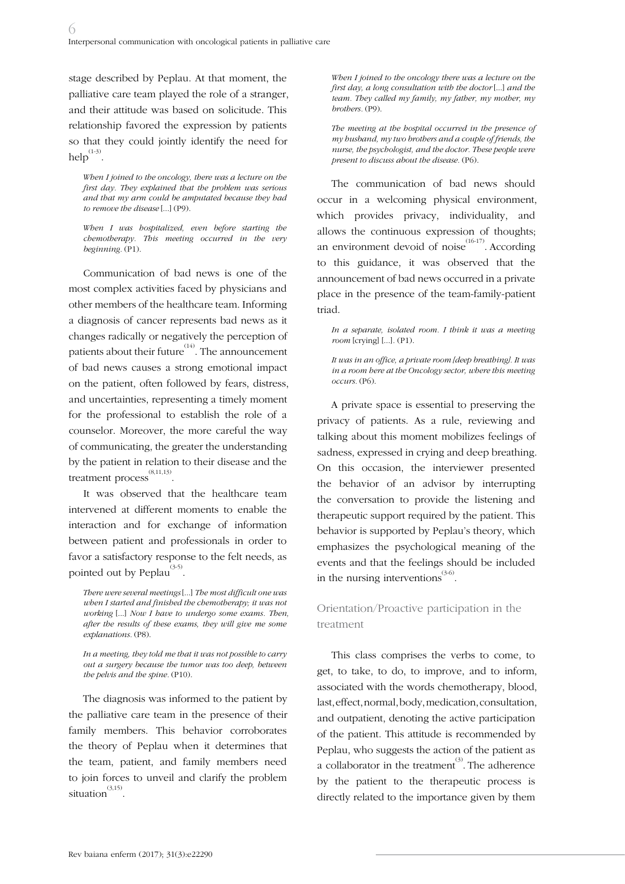stage described by Peplau. At that moment, the palliative care team played the role of a stranger, and their attitude was based on solicitude. This relationship favored the expression by patients so that they could jointly identify the need for help[1-3].

> *When I joined to the oncology, there was a lecture on the first day. They explained that the problem was serious and that my arm could be amputated because they had to remove the disease* [...] (P9).

> *When I was hospitalized, even before starting the chemotherapy. This meeting occurred in the very beginning.* (P1).

Communication of bad news is one of the most complex activities faced by physicians and other members of the healthcare team. Informing a diagnosis of cancer represents bad news as it changes radically or negatively the perception of patients about their future[14]. The announcement of bad news causes a strong emotional impact on the patient, often followed by fears, distress, and uncertainties, representing a timely moment for the professional to establish the role of a counselor. Moreover, the more careful the way of communicating, the greater the understanding by the patient in relation to their disease and the treatment process[8,11,13].

It was observed that the healthcare team intervened at different moments to enable the interaction and for exchange of information between patient and professionals in order to favor a satisfactory response to the felt needs, as pointed out by Peplau[3-5].

> *There were several meetings* [...] *The most difficult one was when I started and finished the chemotherapy; it was not working* [...] *Now I have to undergo some exams. Then, after the results of these exams, they will give me some explanations.* (P8).

> *In a meeting, they told me that it was not possible to carry out a surgery because the tumor was too deep, between the pelvis and the spine.* (P10).

The diagnosis was informed to the patient by the palliative care team in the presence of their family members. This behavior corroborates the theory of Peplau when it determines that the team, patient, and family members need to join forces to unveil and clarify the problem situation[3,15].

> *When I joined to the oncology there was a lecture on the first day, a long consultation with the doctor* [...] *and the team. They called my family, my father, my mother, my brothers.* (P9).

> *The meeting at the hospital occurred in the presence of my husband, my two brothers and a couple of friends, the nurse, the psychologist, and the doctor. These people were present to discuss about the disease.* (P6).

The communication of bad news should occur in a welcoming physical environment, which provides privacy, individuality, and allows the continuous expression of thoughts; an environment devoid of noise[16-17]. According to this guidance, it was observed that the announcement of bad news occurred in a private place in the presence of the team-family-patient triad.

> *In a separate, isolated room. I think it was a meeting room* [crying] [...]. (P1).

> *It was in an office, a private room [deep breathing]. It was in a room here at the Oncology sector, where this meeting occurs.* (P6).

A private space is essential to preserving the privacy of patients. As a rule, reviewing and talking about this moment mobilizes feelings of sadness, expressed in crying and deep breathing. On this occasion, the interviewer presented the behavior of an advisor by interrupting the conversation to provide the listening and therapeutic support required by the patient. This behavior is supported by Peplau's theory, which emphasizes the psychological meaning of the events and that the feelings should be included in the nursing interventions[3-6].

## Orientation/Proactive participation in the treatment

This class comprises the verbs to come, to get, to take, to do, to improve, and to inform, associated with the words chemotherapy, blood, last, effect, normal, body, medication, consultation, and outpatient, denoting the active participation of the patient. This attitude is recommended by Peplau, who suggests the action of the patient as a collaborator in the treatment[3]. The adherence by the patient to the therapeutic process is directly related to the importance given by them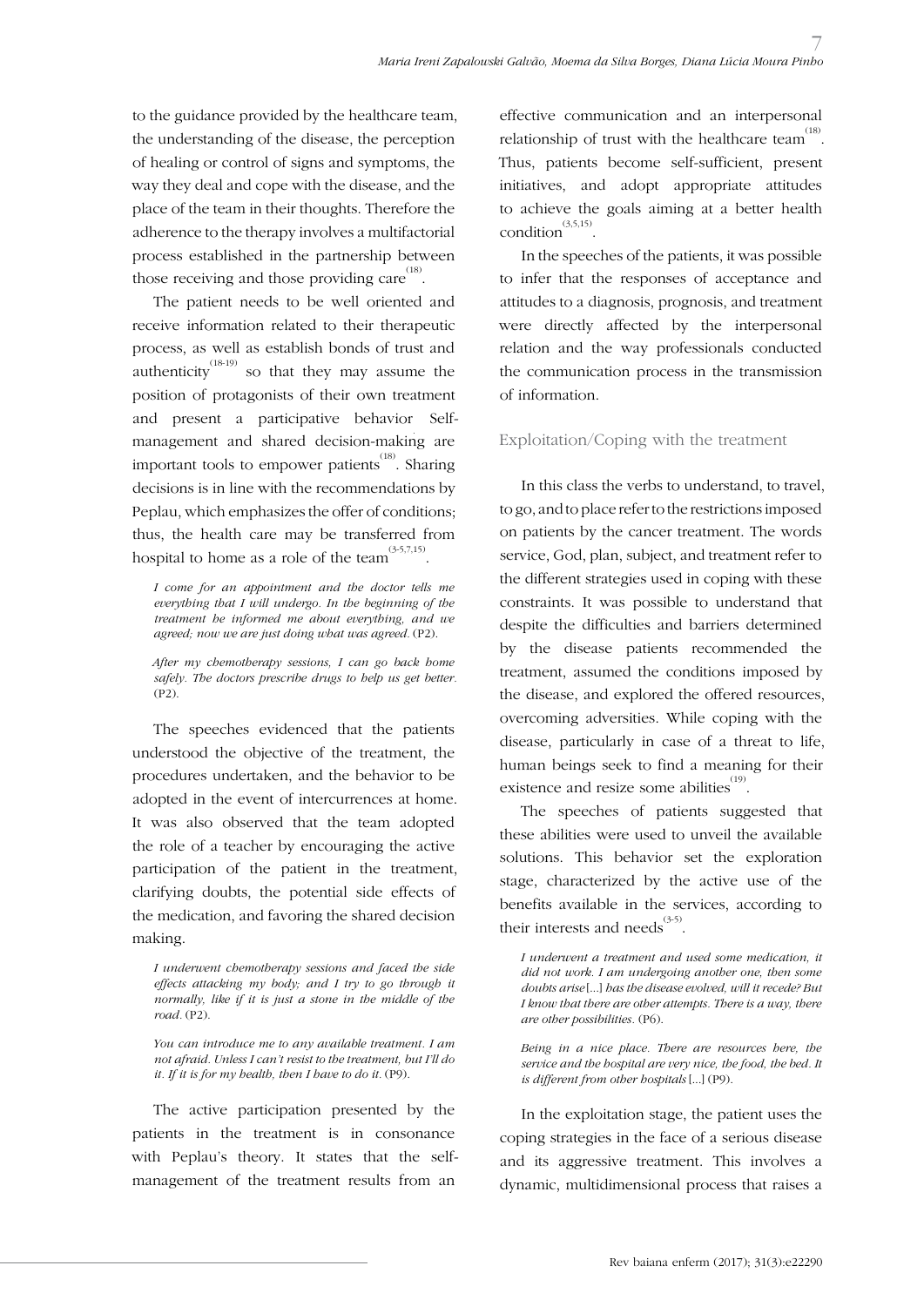to the guidance provided by the healthcare team, the understanding of the disease, the perception of healing or control of signs and symptoms, the way they deal and cope with the disease, and the place of the team in their thoughts. Therefore the adherence to the therapy involves a multifactorial process established in the partnership between those receiving and those providing care[18].

The patient needs to be well oriented and receive information related to their therapeutic process, as well as establish bonds of trust and authenticity[18-19] so that they may assume the position of protagonists of their own treatment and present a participative behavior Self-management and shared decision-making are important tools to empower patients[18]. Sharing decisions is in line with the recommendations by Peplau, which emphasizes the offer of conditions; thus, the health care may be transferred from hospital to home as a role of the team[3-5,7,15].

> *I come for an appointment and the doctor tells me everything that I will undergo. In the beginning of the treatment he informed me about everything, and we agreed; now we are just doing what was agreed.* (P2).

> *After my chemotherapy sessions, I can go back home safely. The doctors prescribe drugs to help us get better.* (P2).

The speeches evidenced that the patients understood the objective of the treatment, the procedures undertaken, and the behavior to be adopted in the event of intercurrences at home. It was also observed that the team adopted the role of a teacher by encouraging the active participation of the patient in the treatment, clarifying doubts, the potential side effects of the medication, and favoring the shared decision making.

> *I underwent chemotherapy sessions and faced the side effects attacking my body; and I try to go through it normally, like if it is just a stone in the middle of the road.* (P2).

> *You can introduce me to any available treatment. I am not afraid. Unless I can't resist to the treatment, but I'll do it. If it is for my health, then I have to do it.* (P9).

The active participation presented by the patients in the treatment is in consonance with Peplau's theory. It states that the self-management of the treatment results from an effective communication and an interpersonal relationship of trust with the healthcare team[18]. Thus, patients become self-sufficient, present initiatives, and adopt appropriate attitudes to achieve the goals aiming at a better health condition[3,5,15].

In the speeches of the patients, it was possible to infer that the responses of acceptance and attitudes to a diagnosis, prognosis, and treatment were directly affected by the interpersonal relation and the way professionals conducted the communication process in the transmission of information.

## Exploitation/Coping with the treatment

In this class the verbs to understand, to travel, to go, and to place refer to the restrictions imposed on patients by the cancer treatment. The words service, God, plan, subject, and treatment refer to the different strategies used in coping with these constraints. It was possible to understand that despite the difficulties and barriers determined by the disease patients recommended the treatment, assumed the conditions imposed by the disease, and explored the offered resources, overcoming adversities. While coping with the disease, particularly in case of a threat to life, human beings seek to find a meaning for their existence and resize some abilities[19].

The speeches of patients suggested that these abilities were used to unveil the available solutions. This behavior set the exploration stage, characterized by the active use of the benefits available in the services, according to their interests and needs[3-5].

> *I underwent a treatment and used some medication, it did not work. I am undergoing another one, then some doubts arise* [...] *has the disease evolved, will it recede? But I know that there are other attempts. There is a way, there are other possibilities.* (P6).

> *Being in a nice place. There are resources here, the service and the hospital are very nice, the food, the bed. It is different from other hospitals* [...] (P9).

In the exploitation stage, the patient uses the coping strategies in the face of a serious disease and its aggressive treatment. This involves a dynamic, multidimensional process that raises a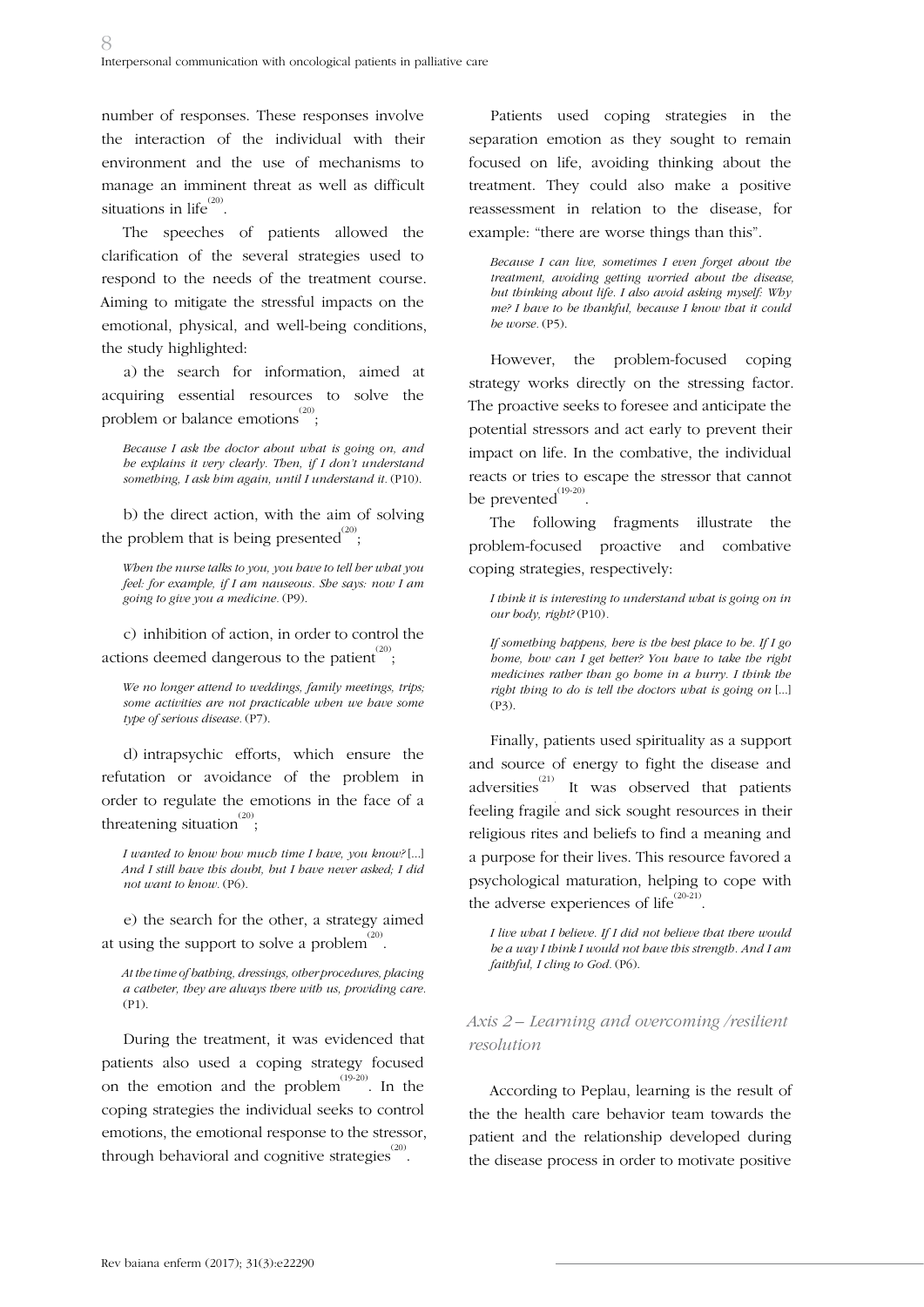number of responses. These responses involve the interaction of the individual with their environment and the use of mechanisms to manage an imminent threat as well as difficult situations in life[20].

The speeches of patients allowed the clarification of the several strategies used to respond to the needs of the treatment course. Aiming to mitigate the stressful impacts on the emotional, physical, and well-being conditions, the study highlighted:

a) the search for information, aimed at acquiring essential resources to solve the problem or balance emotions[20];

> *Because I ask the doctor about what is going on, and he explains it very clearly. Then, if I don't understand something, I ask him again, until I understand it.* (P10).

b) the direct action, with the aim of solving the problem that is being presented[20];

> *When the nurse talks to you, you have to tell her what you feel: for example, if I am nauseous. She says: now I am going to give you a medicine.* (P9).

c) inhibition of action, in order to control the actions deemed dangerous to the patient[20];

> *We no longer attend to weddings, family meetings, trips; some activities are not practicable when we have some type of serious disease.* (P7).

d) intrapsychic efforts, which ensure the refutation or avoidance of the problem in order to regulate the emotions in the face of a threatening situation[20];

> *I wanted to know how much time I have, you know?* [...] *And I still have this doubt, but I have never asked; I did not want to know.* (P6).

e) the search for the other, a strategy aimed at using the support to solve a problem[20].

> *At the time of bathing, dressings, other procedures, placing a catheter, they are always there with us, providing care.* (P1).

During the treatment, it was evidenced that patients also used a coping strategy focused on the emotion and the problem[19-20]. In the coping strategies the individual seeks to control emotions, the emotional response to the stressor, through behavioral and cognitive strategies[20].

Patients used coping strategies in the separation emotion as they sought to remain focused on life, avoiding thinking about the treatment. They could also make a positive reassessment in relation to the disease, for example: "there are worse things than this".

> *Because I can live, sometimes I even forget about the treatment, avoiding getting worried about the disease, but thinking about life. I also avoid asking myself: Why me? I have to be thankful, because I know that it could be worse.* (P5).

However, the problem-focused coping strategy works directly on the stressing factor. The proactive seeks to foresee and anticipate the potential stressors and act early to prevent their impact on life. In the combative, the individual reacts or tries to escape the stressor that cannot be prevented[19-20].

The following fragments illustrate the problem-focused proactive and combative coping strategies, respectively:

> *I think it is interesting to understand what is going on in our body, right?* (P10).

> *If something happens, here is the best place to be. If I go home, how can I get better? You have to take the right medicines rather than go home in a hurry. I think the right thing to do is tell the doctors what is going on* [...] (P3).

Finally, patients used spirituality as a support and source of energy to fight the disease and adversities[21]. It was observed that patients feeling fragile and sick sought resources in their religious rites and beliefs to find a meaning and a purpose for their lives. This resource favored a psychological maturation, helping to cope with the adverse experiences of life[20-21].

> *I live what I believe. If I did not believe that there would be a way I think I would not have this strength. And I am faithful, I cling to God.* (P6).

### *Axis 2 – Learning and overcoming /resilient resolution*

According to Peplau, learning is the result of the the health care behavior team towards the patient and the relationship developed during the disease process in order to motivate positive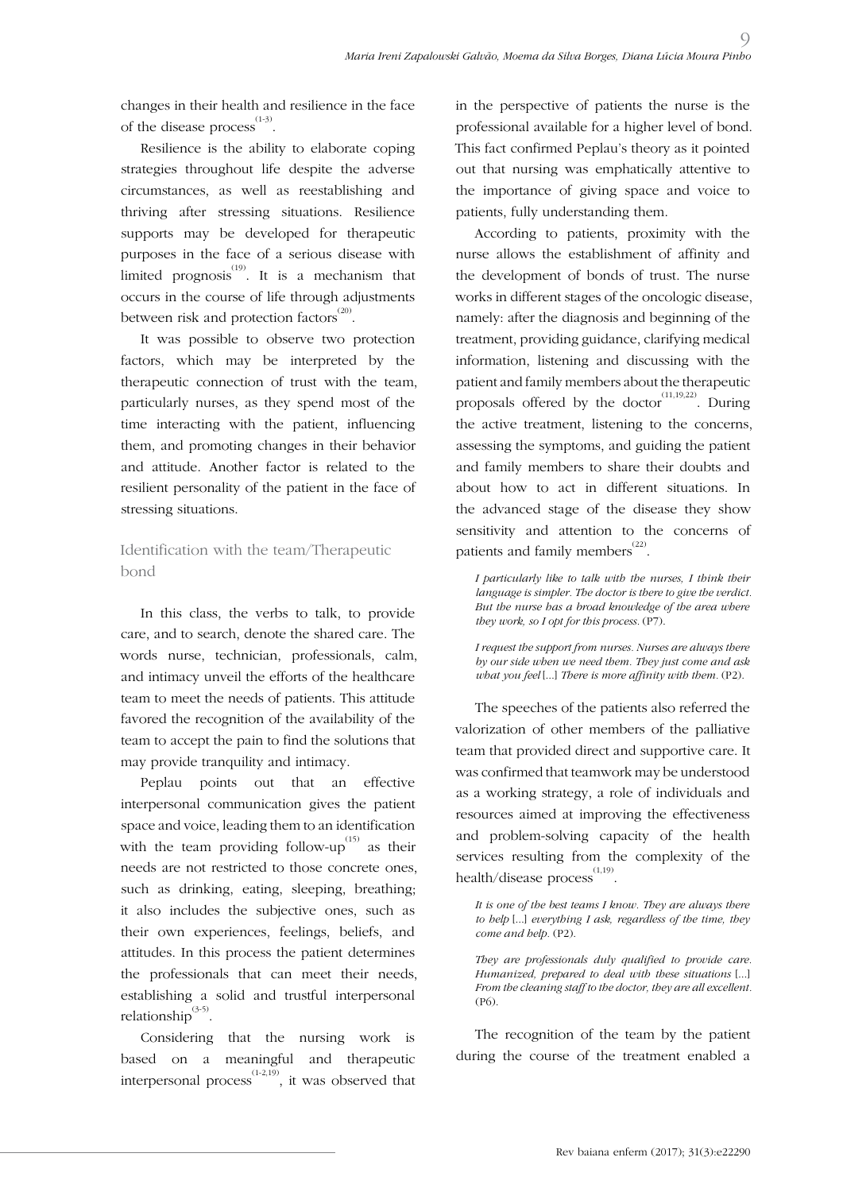changes in their health and resilience in the face of the disease process[1-3].

Resilience is the ability to elaborate coping strategies throughout life despite the adverse circumstances, as well as reestablishing and thriving after stressing situations. Resilience supports may be developed for therapeutic purposes in the face of a serious disease with limited prognosis[19]. It is a mechanism that occurs in the course of life through adjustments between risk and protection factors[20].

It was possible to observe two protection factors, which may be interpreted by the therapeutic connection of trust with the team, particularly nurses, as they spend most of the time interacting with the patient, influencing them, and promoting changes in their behavior and attitude. Another factor is related to the resilient personality of the patient in the face of stressing situations.

## Identification with the team/Therapeutic bond

In this class, the verbs to talk, to provide care, and to search, denote the shared care. The words nurse, technician, professionals, calm, and intimacy unveil the efforts of the healthcare team to meet the needs of patients. This attitude favored the recognition of the availability of the team to accept the pain to find the solutions that may provide tranquility and intimacy.

Peplau point out that an effective interpersonal communication gives the patient space and voice, leading them to an identification with the team providing follow-up[15] as their needs are not restricted to those concrete ones, such as drinking, eating, sleeping, breathing; it also includes the subjective ones, such as their own experiences, feelings, beliefs, and attitudes. In this process the patient determines the professionals that can meet their needs, establishing a solid and trustful interpersonal relationship[3-5].

Considering that the nursing work is based on a meaningful and therapeutic interpersonal process[1-2,19], it was observed that in the perspective of patients the nurse is the professional available for a higher level of bond. This fact confirmed Peplau's theory as it pointed out that nursing was emphatically attentive to the importance of giving space and voice to patients, fully understanding them.

According to patients, proximity with the nurse allows the establishment of affinity and the development of bonds of trust. The nurse works in different stages of the oncologic disease, namely: after the diagnosis and beginning of the treatment, providing guidance, clarifying medical information, listening and discussing with the patient and family members about the therapeutic proposals offered by the doctor[11,19,22]. During the active treatment, listening to the concerns, assessing the symptoms, and guiding the patient and family members to share their doubts and about how to act in different situations. In the advanced stage of the disease they show sensitivity and attention to the concerns of patients and family members[22].

> *I particularly like to talk with the nurses, I think their language is simpler. The doctor is there to give the verdict. But the nurse has a broad knowledge of the area where they work, so I opt for this process.* (P7).

> *I request the support from nurses. Nurses are always there by our side when we need them. They just come and ask what you feel* [...] *There is more affinity with them.* (P2).

The speeches of the patients also referred the valorization of other members of the palliative team that provided direct and supportive care. It was confirmed that teamwork may be understood as a working strategy, a role of individuals and resources aimed at improving the effectiveness and problem-solving capacity of the health services resulting from the complexity of the health/disease process[1,19].

> *It is one of the best teams I know. They are always there to help* [...] *everything I ask, regardless of the time, they come and help.* (P2).

> *They are professionals duly qualified to provide care. Humanized, prepared to deal with these situations* [...] *From the cleaning staff to the doctor, they are all excellent.* (P6).

The recognition of the team by the patient during the course of the treatment enabled a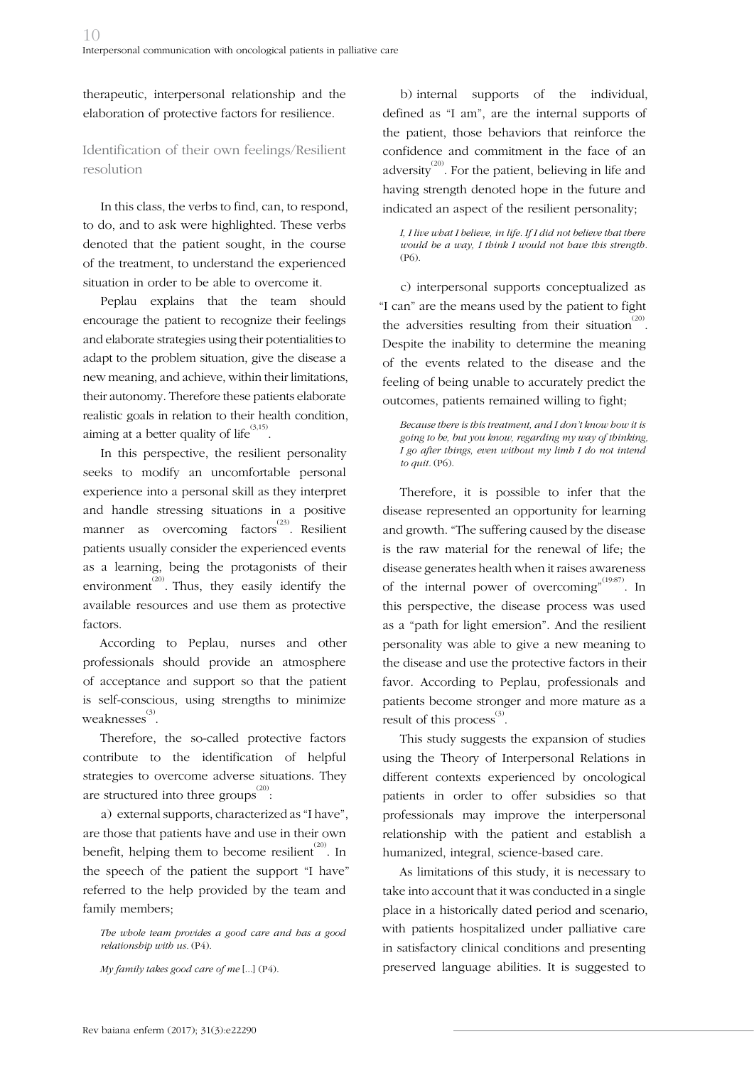therapeutic, interpersonal relationship and the elaboration of protective factors for resilience.

## Identification of their own feelings/Resilient resolution

In this class, the verbs to find, can, to respond, to do, and to ask were highlighted. These verbs denoted that the patient sought, in the course of the treatment, to understand the experienced situation in order to be able to overcome it.

Peplau explains that the team should encourage the patient to recognize their feelings and elaborate strategies using their potentialities to adapt to the problem situation, give the disease a new meaning, and achieve, within their limitations, their autonomy. Therefore these patients elaborate realistic goals in relation to their health condition, aiming at a better quality of life[3,15].

In this perspective, the resilient personality seeks to modify an uncomfortable personal experience into a personal skill as they interpret and handle stressing situations in a positive manner as overcoming factors[23]. Resilient patients usually consider the experienced events as a learning, being the protagonists of their environment[20]. Thus, they easily identify the available resources and use them as protective factors.

According to Peplau, nurses and other professionals should provide an atmosphere of acceptance and support so that the patient is self-conscious, using strengths to minimize weaknesses[3].

Therefore, the so-called protective factors contribute to the identification of helpful strategies to overcome adverse situations. They are structured into three groups[20]:

a) external supports, characterized as "I have", are those that patients have and use in their own benefit, helping them to become resilient[20]. In the speech of the patient the support "I have" referred to the help provided by the team and family members;

> *The whole team provides a good care and has a good relationship with us.* (P4).

> *My family takes good care of me* [...] (P4).

b) internal supports of the individual, defined as "I am", are the internal supports of the patient, those behaviors that reinforce the confidence and commitment in the face of an adversity[20]. For the patient, believing in life and having strength denoted hope in the future and indicated an aspect of the resilient personality;

> *I, I live what I believe, in life. If I did not believe that there would be a way, I think I would not have this strength.* (P6).

c) interpersonal supports conceptualized as "I can" are the means used by the patient to fight the adversities resulting from their situation[20]. Despite the inability to determine the meaning of the events related to the disease and the feeling of being unable to accurately predict the outcomes, patients remained willing to fight;

> *Because there is this treatment, and I don't know how it is going to be, but you know, regarding my way of thinking, I go after things, even without my limb I do not intend to quit.* (P6).

Therefore, it is possible to infer that the disease represented an opportunity for learning and growth. "The suffering caused by the disease is the raw material for the renewal of life; the disease generates health when it raises awareness of the internal power of overcoming"[19:87]. In this perspective, the disease process was used as a "path for light emersion". And the resilient personality was able to give a new meaning to the disease and use the protective factors in their favor. According to Peplau, professionals and patients become stronger and more mature as a result of this process[3].

This study suggests the expansion of studies using the Theory of Interpersonal Relations in different contexts experienced by oncological patients in order to offer subsidies so that professionals may improve the interpersonal relationship with the patient and establish a humanized, integral, science-based care.

As limitations of this study, it is necessary to take into account that it was conducted in a single place in a historically dated period and scenario, with patients hospitalized under palliative care in satisfactory clinical conditions and presenting preserved language abilities. It is suggested to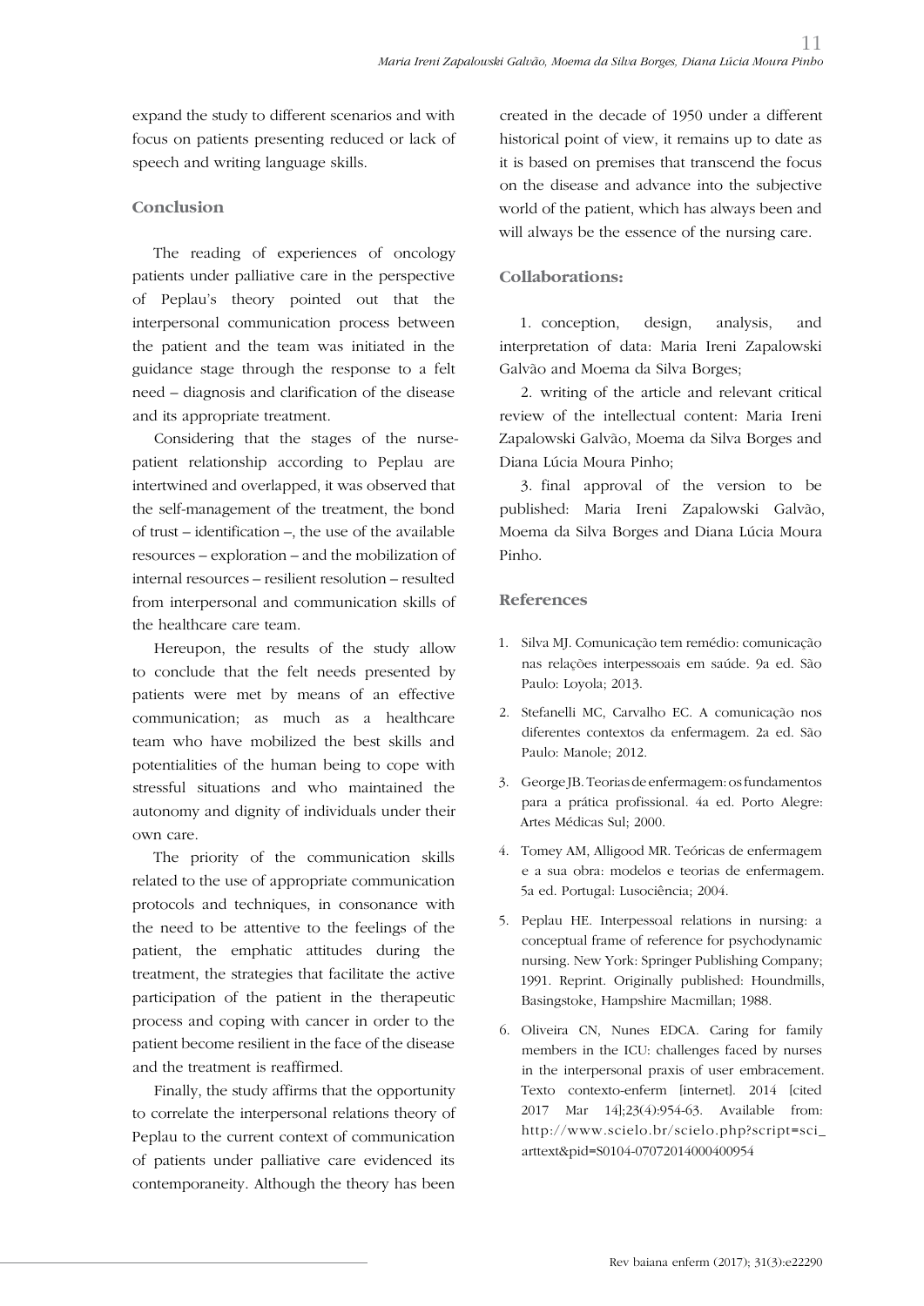expand the study to different scenarios and with focus on patients presenting reduced or lack of speech and writing language skills.

## Conclusion

The reading of experiences of oncology patients under palliative care in the perspective of Peplau's theory pointed out that the interpersonal communication process between the patient and the team was initiated in the guidance stage through the response to a felt need – diagnosis and clarification of the disease and its appropriate treatment.

Considering that the stages of the nurse-patient relationship according to Peplau are intertwined and overlapped, it was observed that the self-management of the treatment, the bond of trust – identification –, the use of the available resources – exploration – and the mobilization of internal resources – resilient resolution – resulted from interpersonal and communication skills of the healthcare care team.

Hereupon, the results of the study allow to conclude that the felt needs presented by patients were met by means of an effective communication; as much as a healthcare team who have mobilized the best skills and potentialities of the human being to cope with stressful situations and who maintained the autonomy and dignity of individuals under their own care.

The priority of the communication skills related to the use of appropriate communication protocols and techniques, in consonance with the need to be attentive to the feelings of the patient, the emphatic attitudes during the treatment, the strategies that facilitate the active participation of the patient in the therapeutic process and coping with cancer in order to the patient become resilient in the face of the disease and the treatment is reaffirmed.

Finally, the study affirms that the opportunity to correlate the interpersonal relations theory of Peplau to the current context of communication of patients under palliative care evidenced its contemporaneity. Although the theory has been created in the decade of 1950 under a different historical point of view, it remains up to date as it is based on premises that transcend the focus on the disease and advance into the subjective world of the patient, which has always been and will always be the essence of the nursing care.

## Collaborations:

1. conception, design, analysis, and interpretation of data: Maria Ireni Zapalowski Galvão and Moema da Silva Borges;
2. writing of the article and relevant critical review of the intellectual content: Maria Ireni Zapalowski Galvão, Moema da Silva Borges and Diana Lúcia Moura Pinho;
3. final approval of the version to be published: Maria Ireni Zapalowski Galvão, Moema da Silva Borges and Diana Lúcia Moura Pinho.

## References

1. Silva MJ. Comunicação tem remédio: comunicação nas relações interpessoais em saúde. 9a ed. São Paulo: Loyola; 2013.
2. Stefanelli MC, Carvalho EC. A comunicação nos diferentes contextos da enfermagem. 2a ed. São Paulo: Manole; 2012.
3. George JB. Teorias de enfermagem: os fundamentos para a prática profissional. 4a ed. Porto Alegre: Artes Médicas Sul; 2000.
4. Tomey AM, Alligood MR. Teóricas de enfermagem e a sua obra: modelos e teorias de enfermagem. 5a ed. Portugal: Lusociência; 2004.
5. Peplau HE. Interpessoal relations in nursing: a conceptual frame of reference for psychodynamic nursing. New York: Springer Publishing Company; 1991. Reprint. Originally published: Houndmills, Basingstoke, Hampshire Macmillan; 1988.
6. Oliveira CN, Nunes EDCA. Caring for family members in the ICU: challenges faced by nurses in the interpersonal praxis of user embracement. Texto contexto-enferm [internet]. 2014 [cited 2017 Mar 14];23(4):954-63. Available from: http://www.scielo.br/scielo.php?script=sci_arttext&pid=S0104-07072014000400954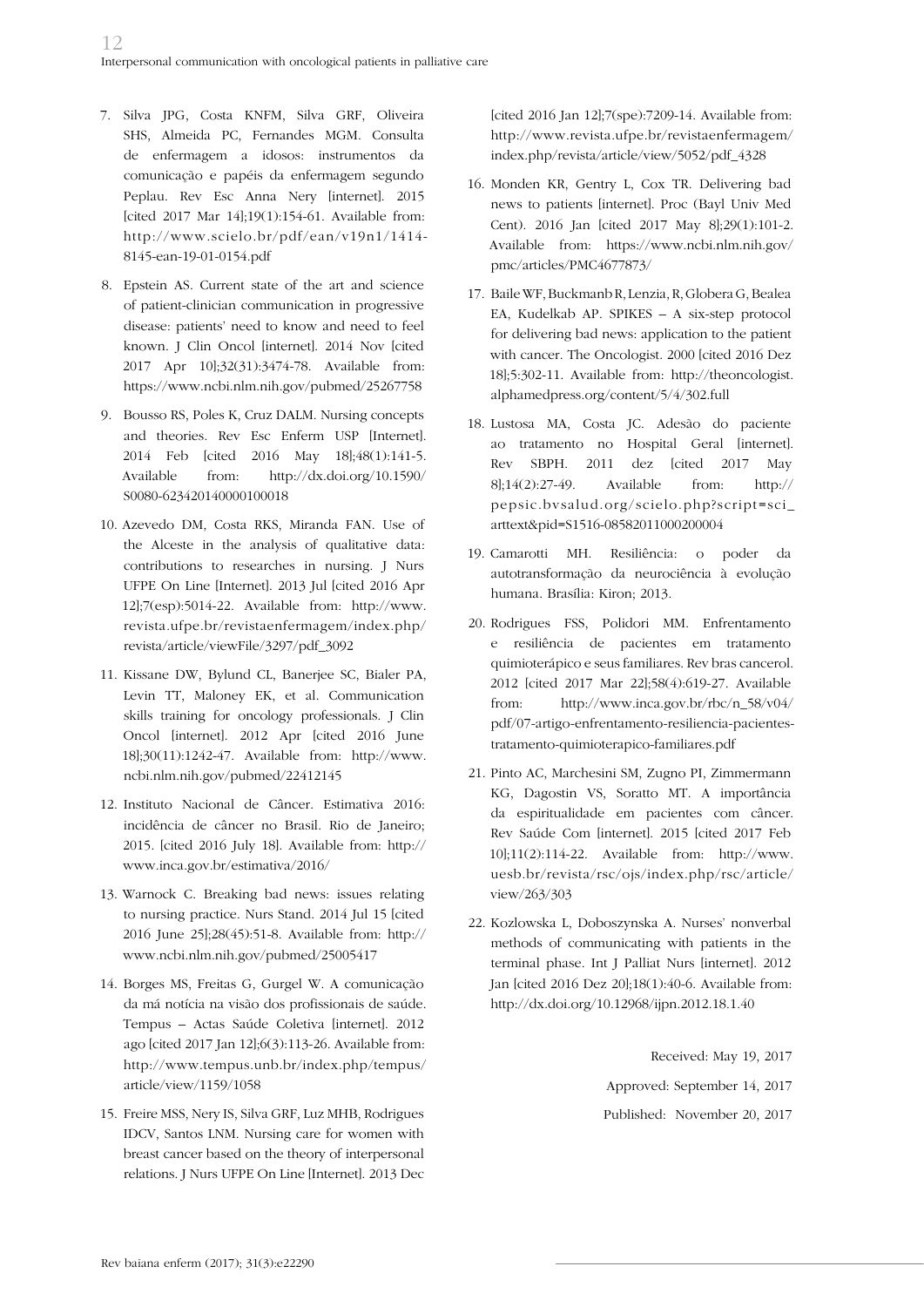7. Silva JPG, Costa KNFM, Silva GRF, Oliveira SHS, Almeida PC, Fernandes MGM. Consulta de enfermagem a idosos: instrumentos da comunicação e papéis da enfermagem segundo Peplau. Rev Esc Anna Nery [internet]. 2015 [cited 2017 Mar 14];19(1):154-61. Available from: http://www.scielo.br/pdf/ean/v19n1/1414-8145-ean-19-01-0154.pdf

8. Epstein AS. Current state of the art and science of patient-clinician communication in progressive disease: patients' need to know and need to feel known. J Clin Oncol [internet]. 2014 Nov [cited 2017 Apr 10];32(31):3474-78. Available from: https://www.ncbi.nlm.nih.gov/pubmed/25267758

9. Bousso RS, Poles K, Cruz DALM. Nursing concepts and theories. Rev Esc Enferm USP [Internet]. 2014 Feb [cited 2016 May 18];48(1):141-5. Available from: http://dx.doi.org/10.1590/S0080-623420140000100018

10. Azevedo DM, Costa RKS, Miranda FAN. Use of the Alceste in the analysis of qualitative data: contributions to researches in nursing. J Nurs UFPE On Line [Internet]. 2013 Jul [cited 2016 Apr 12];7(esp):5014-22. Available from: http://www.revista.ufpe.br/revistaenfermagem/index.php/revista/article/viewFile/3297/pdf_3092

11. Kissane DW, Bylund CL, Banerjee SC, Bialer PA, Levin TT, Maloney EK, et al. Communication skills training for oncology professionals. J Clin Oncol [internet]. 2012 Apr [cited 2016 June 18];30(11):1242-47. Available from: http://www.ncbi.nlm.nih.gov/pubmed/22412145

12. Instituto Nacional de Câncer. Estimativa 2016: incidência de câncer no Brasil. Rio de Janeiro; 2015. [cited 2016 July 18]. Available from: http://www.inca.gov.br/estimativa/2016/

13. Warnock C. Breaking bad news: issues relating to nursing practice. Nurs Stand. 2014 Jul 15 [cited 2016 June 25];28(45):51-8. Available from: http://www.ncbi.nlm.nih.gov/pubmed/25005417

14. Borges MS, Freitas G, Gurgel W. A comunicação da má notícia na visão dos profissionais de saúde. Tempus – Actas Saúde Coletiva [internet]. 2012 ago [cited 2017 Jan 12];6(3):113-26. Available from: http://www.tempus.unb.br/index.php/tempus/article/view/1159/1058

15. Freire MSS, Nery IS, Silva GRF, Luz MHB, Rodrigues IDCV, Santos LNM. Nursing care for women with breast cancer based on the theory of interpersonal relations. J Nurs UFPE On Line [Internet]. 2013 Dec [cited 2016 Jan 12];7(spe):7209-14. Available from: http://www.revista.ufpe.br/revistaenfermagem/index.php/revista/article/view/5052/pdf_4328

16. Monden KR, Gentry L, Cox TR. Delivering bad news to patients [internet]. Proc (Bayl Univ Med Cent). 2016 Jan [cited 2017 May 8];29(1):101-2. Available from: https://www.ncbi.nlm.nih.gov/pmc/articles/PMC4677873/

17. Baile WF, Buckmanb R, Lenzia, R, Globera G, Bealea EA, Kudelkab AP. SPIKES – A six-step protocol for delivering bad news: application to the patient with cancer. The Oncologist. 2000 [cited 2016 Dez 18];5:302-11. Available from: http://theoncologist.alphamedpress.org/content/5/4/302.full

18. Lustosa MA, Costa JC. Adesão do paciente ao tratamento no Hospital Geral [internet]. Rev SBPH. 2011 dez [cited 2017 May 8];14(2):27-49. Available from: http://pepsic.bvsalud.org/scielo.php?script=sci_arttext&pid=S1516-08582011000200004

19. Camarotti MH. Resiliência: o poder da autotransformação da neurociência à evolução humana. Brasília: Kiron; 2013.

20. Rodrigues FSS, Polidori MM. Enfrentamento e resiliência de pacientes em tratamento quimioterápico e seus familiares. Rev bras cancerol. 2012 [cited 2017 Mar 22];58(4):619-27. Available from: http://www.inca.gov.br/rbc/n_58/v04/pdf/07-artigo-enfrentamento-resiliencia-pacientes-tratamento-quimioterapico-familiares.pdf

21. Pinto AC, Marchesini SM, Zugno PI, Zimmermann KG, Dagostin VS, Soratto MT. A importância da espiritualidade em pacientes com câncer. Rev Saúde Com [internet]. 2015 [cited 2017 Feb 10];11(2):114-22. Available from: http://www.uesb.br/revista/rsc/ojs/index.php/rsc/article/view/263/303

22. Kozlowska L, Doboszynska A. Nurses' nonverbal methods of communicating with patients in the terminal phase. Int J Palliat Nurs [internet]. 2012 Jan [cited 2016 Dez 20];18(1):40-6. Available from: http://dx.doi.org/10.12968/ijpn.2012.18.1.40

Received: May 19, 2017

Approved: September 14, 2017

Published: November 20, 2017